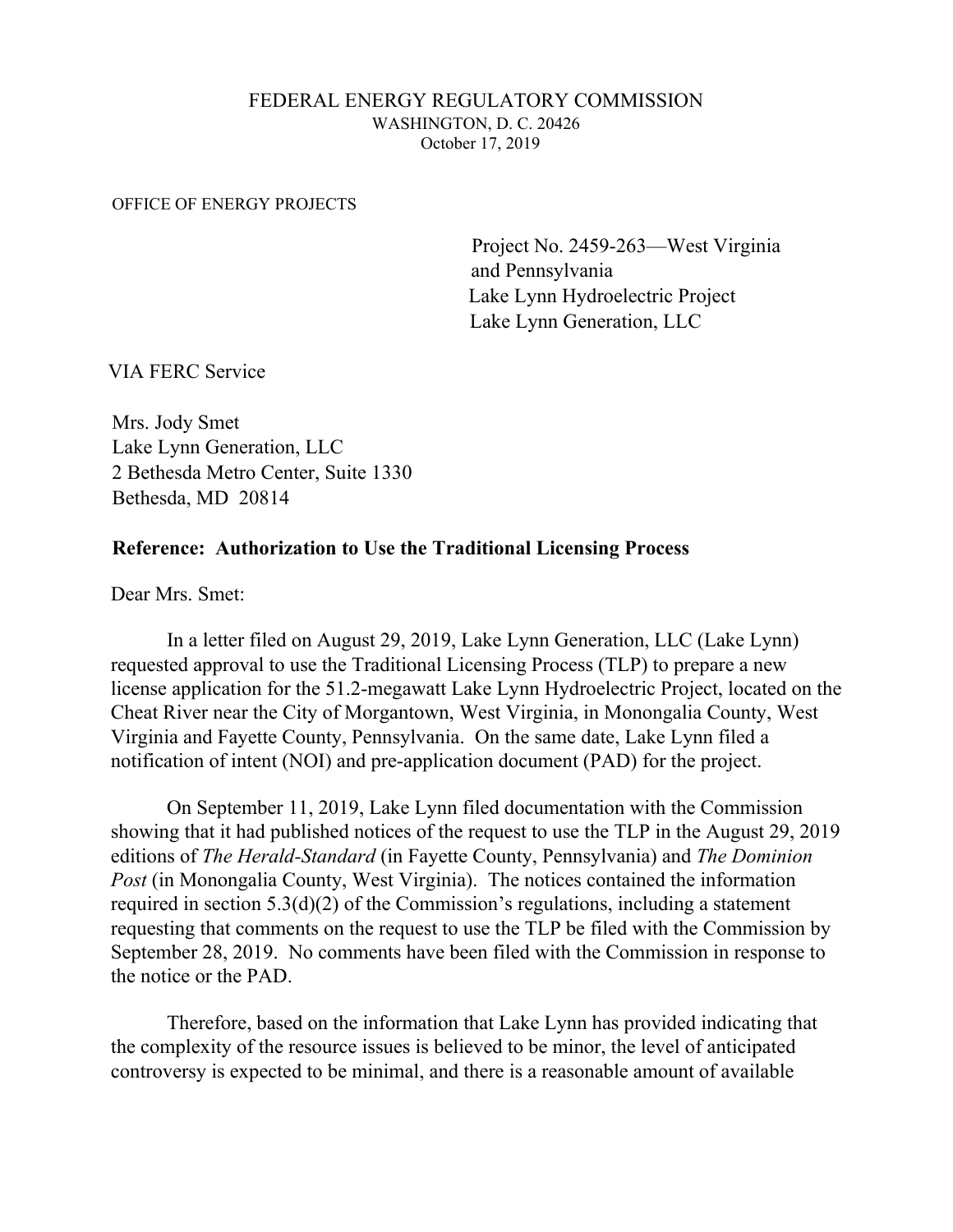FEDERAL ENERGY REGULATORY COMMISSION
WASHINGTON, D. C. 20426
October 17, 2019

OFFICE OF ENERGY PROJECTS

Project No. 2459-263—West Virginia and Pennsylvania
Lake Lynn Hydroelectric Project
Lake Lynn Generation, LLC

VIA FERC Service

Mrs. Jody Smet
Lake Lynn Generation, LLC
2 Bethesda Metro Center, Suite 1330
Bethesda, MD 20814

**Reference: Authorization to Use the Traditional Licensing Process**

Dear Mrs. Smet:

In a letter filed on August 29, 2019, Lake Lynn Generation, LLC (Lake Lynn) requested approval to use the Traditional Licensing Process (TLP) to prepare a new license application for the 51.2-megawatt Lake Lynn Hydroelectric Project, located on the Cheat River near the City of Morgantown, West Virginia, in Monongalia County, West Virginia and Fayette County, Pennsylvania. On the same date, Lake Lynn filed a notification of intent (NOI) and pre-application document (PAD) for the project.

On September 11, 2019, Lake Lynn filed documentation with the Commission showing that it had published notices of the request to use the TLP in the August 29, 2019 editions of *The Herald-Standard* (in Fayette County, Pennsylvania) and *The Dominion Post* (in Monongalia County, West Virginia). The notices contained the information required in section 5.3(d)(2) of the Commission's regulations, including a statement requesting that comments on the request to use the TLP be filed with the Commission by September 28, 2019. No comments have been filed with the Commission in response to the notice or the PAD.

Therefore, based on the information that Lake Lynn has provided indicating that the complexity of the resource issues is believed to be minor, the level of anticipated controversy is expected to be minimal, and there is a reasonable amount of available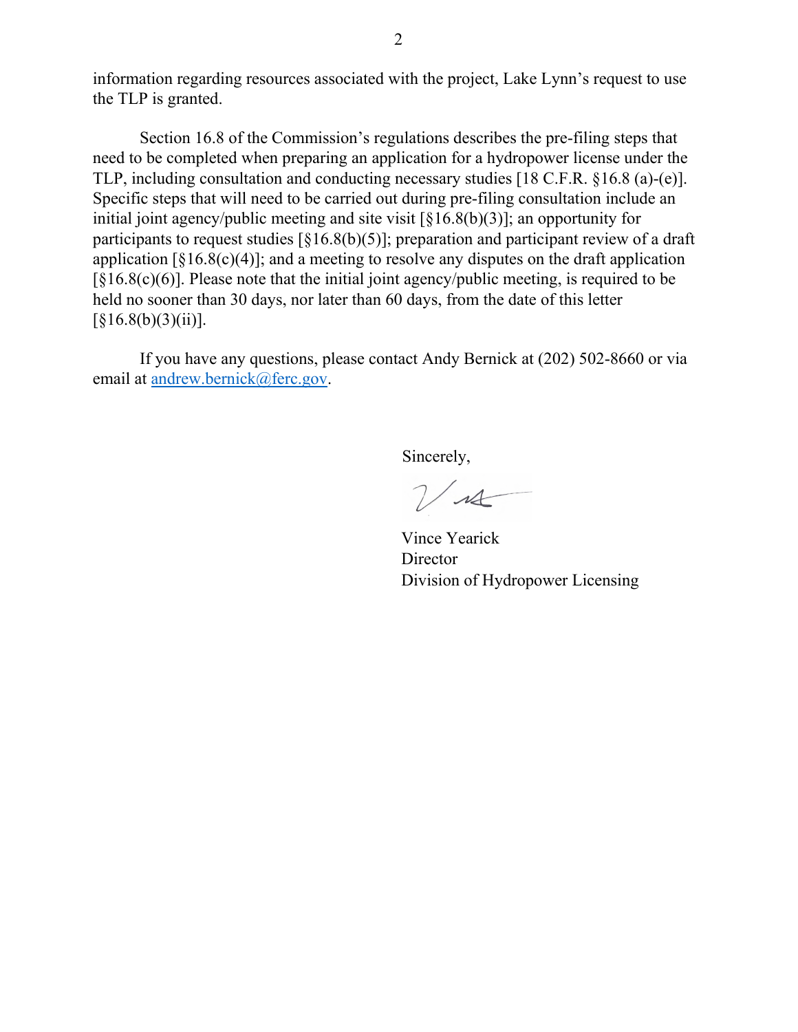information regarding resources associated with the project, Lake Lynn's request to use the TLP is granted.

Section 16.8 of the Commission's regulations describes the pre-filing steps that need to be completed when preparing an application for a hydropower license under the TLP, including consultation and conducting necessary studies [18 C.F.R. §16.8 (a)-(e)]. Specific steps that will need to be carried out during pre-filing consultation include an initial joint agency/public meeting and site visit [§16.8(b)(3)]; an opportunity for participants to request studies [§16.8(b)(5)]; preparation and participant review of a draft application [§16.8(c)(4)]; and a meeting to resolve any disputes on the draft application [§16.8(c)(6)]. Please note that the initial joint agency/public meeting, is required to be held no sooner than 30 days, nor later than 60 days, from the date of this letter [§16.8(b)(3)(ii)].

If you have any questions, please contact Andy Bernick at (202) 502-8660 or via email at andrew.bernick@ferc.gov.

Sincerely,

Vince Yearick
Director
Division of Hydropower Licensing